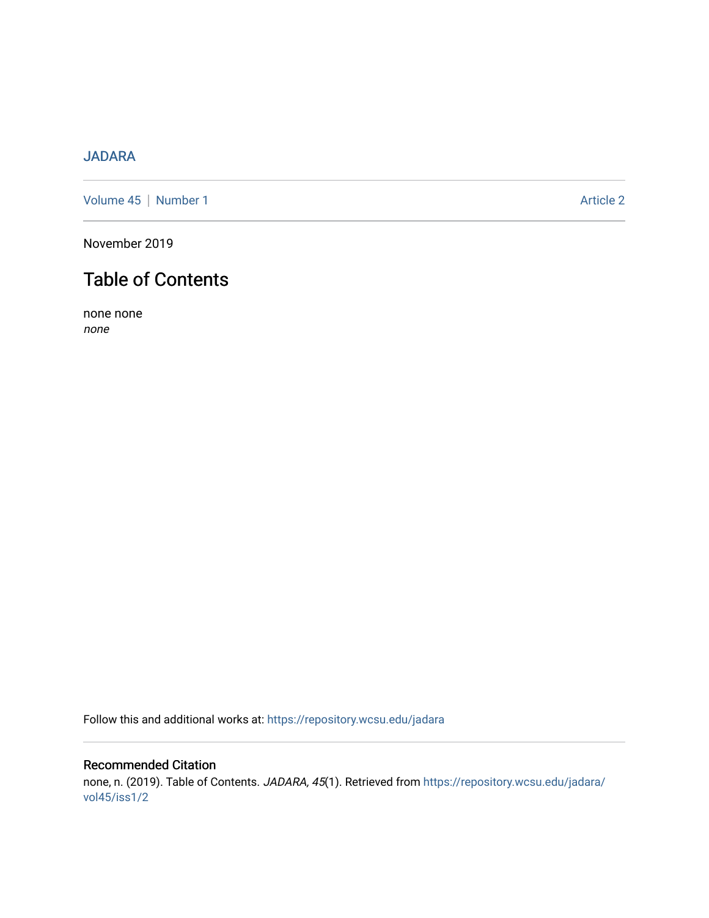JADARA

Volume 45 | Number 1 Article 2

November 2019

# Table of Contents

none none
*none*

Follow this and additional works at: https://repository.wcsu.edu/jadara

## Recommended Citation

none, n. (2019). Table of Contents. *JADARA, 45*(1). Retrieved from https://repository.wcsu.edu/jadara/vol45/iss1/2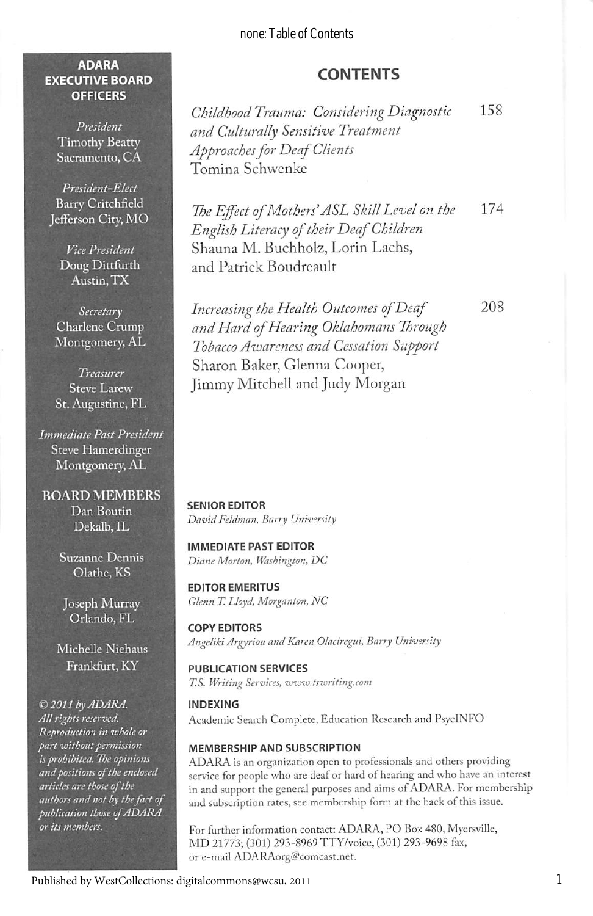## ADARA EXECUTIVE BOARD OFFICERS

*President*
Timothy Beatty
Sacramento, CA

*President-Elect*
Barry Critchfield
Jefferson City, MO

*Vice President*
Doug Dittfurth
Austin, TX

*Secretary*
Charlene Crump
Montgomery, AL

*Treasurer*
Steve Larew
St. Augustine, FL

*Immediate Past President*
Steve Hamerdinger
Montgomery, AL

**BOARD MEMBERS**

Dan Boutin
Dekalb, IL

Suzanne Dennis
Olathe, KS

Joseph Murray
Orlando, FL

Michelle Niehaus
Frankfurt, KY

*© 2011 by ADARA. All rights reserved. Reproduction in whole or part without permission is prohibited. The opinions and positions of the enclosed articles are those of the authors and not by the fact of publication those of ADARA or its members.*

# CONTENTS

*Childhood Trauma: Considering Diagnostic and Culturally Sensitive Treatment Approaches for Deaf Clients* — 158
Tomina Schwenke

*The Effect of Mothers' ASL Skill Level on the English Literacy of their Deaf Children* — 174
Shauna M. Buchholz, Lorin Lachs, and Patrick Boudreault

*Increasing the Health Outcomes of Deaf and Hard of Hearing Oklahomans Through Tobacco Awareness and Cessation Support* — 208
Sharon Baker, Glenna Cooper, Jimmy Mitchell and Judy Morgan

**SENIOR EDITOR**
*David Feldman, Barry University*

**IMMEDIATE PAST EDITOR**
*Diane Morton, Washington, DC*

**EDITOR EMERITUS**
*Glenn T. Lloyd, Morganton, NC*

**COPY EDITORS**
*Angeliki Argyriou and Karen Olaciregui, Barry University*

**PUBLICATION SERVICES**
*T.S. Writing Services, www.tswriting.com*

**INDEXING**
Academic Search Complete, Education Research and PsycINFO

**MEMBERSHIP AND SUBSCRIPTION**
ADARA is an organization open to professionals and others providing service for people who are deaf or hard of hearing and who have an interest in and support the general purposes and aims of ADARA. For membership and subscription rates, see membership form at the back of this issue.

For further information contact: ADARA, PO Box 480, Myersville, MD 21773; (301) 293-8969 TTY/voice, (301) 293-9698 fax, or e-mail ADARAorg@comcast.net.